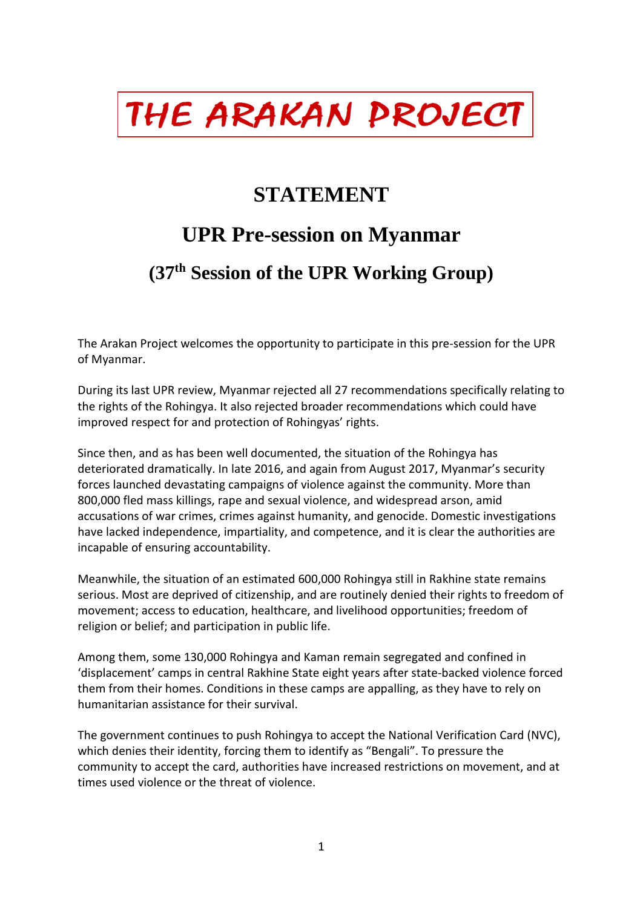# THE ARAKAN PROJECT

## STATEMENT

## UPR Pre-session on Myanmar

### (37th Session of the UPR Working Group)

The Arakan Project welcomes the opportunity to participate in this pre-session for the UPR of Myanmar.

During its last UPR review, Myanmar rejected all 27 recommendations specifically relating to the rights of the Rohingya. It also rejected broader recommendations which could have improved respect for and protection of Rohingyas' rights.

Since then, and as has been well documented, the situation of the Rohingya has deteriorated dramatically. In late 2016, and again from August 2017, Myanmar's security forces launched devastating campaigns of violence against the community. More than 800,000 fled mass killings, rape and sexual violence, and widespread arson, amid accusations of war crimes, crimes against humanity, and genocide. Domestic investigations have lacked independence, impartiality, and competence, and it is clear the authorities are incapable of ensuring accountability.

Meanwhile, the situation of an estimated 600,000 Rohingya still in Rakhine state remains serious. Most are deprived of citizenship, and are routinely denied their rights to freedom of movement; access to education, healthcare, and livelihood opportunities; freedom of religion or belief; and participation in public life.

Among them, some 130,000 Rohingya and Kaman remain segregated and confined in 'displacement' camps in central Rakhine State eight years after state-backed violence forced them from their homes. Conditions in these camps are appalling, as they have to rely on humanitarian assistance for their survival.

The government continues to push Rohingya to accept the National Verification Card (NVC), which denies their identity, forcing them to identify as "Bengali". To pressure the community to accept the card, authorities have increased restrictions on movement, and at times used violence or the threat of violence.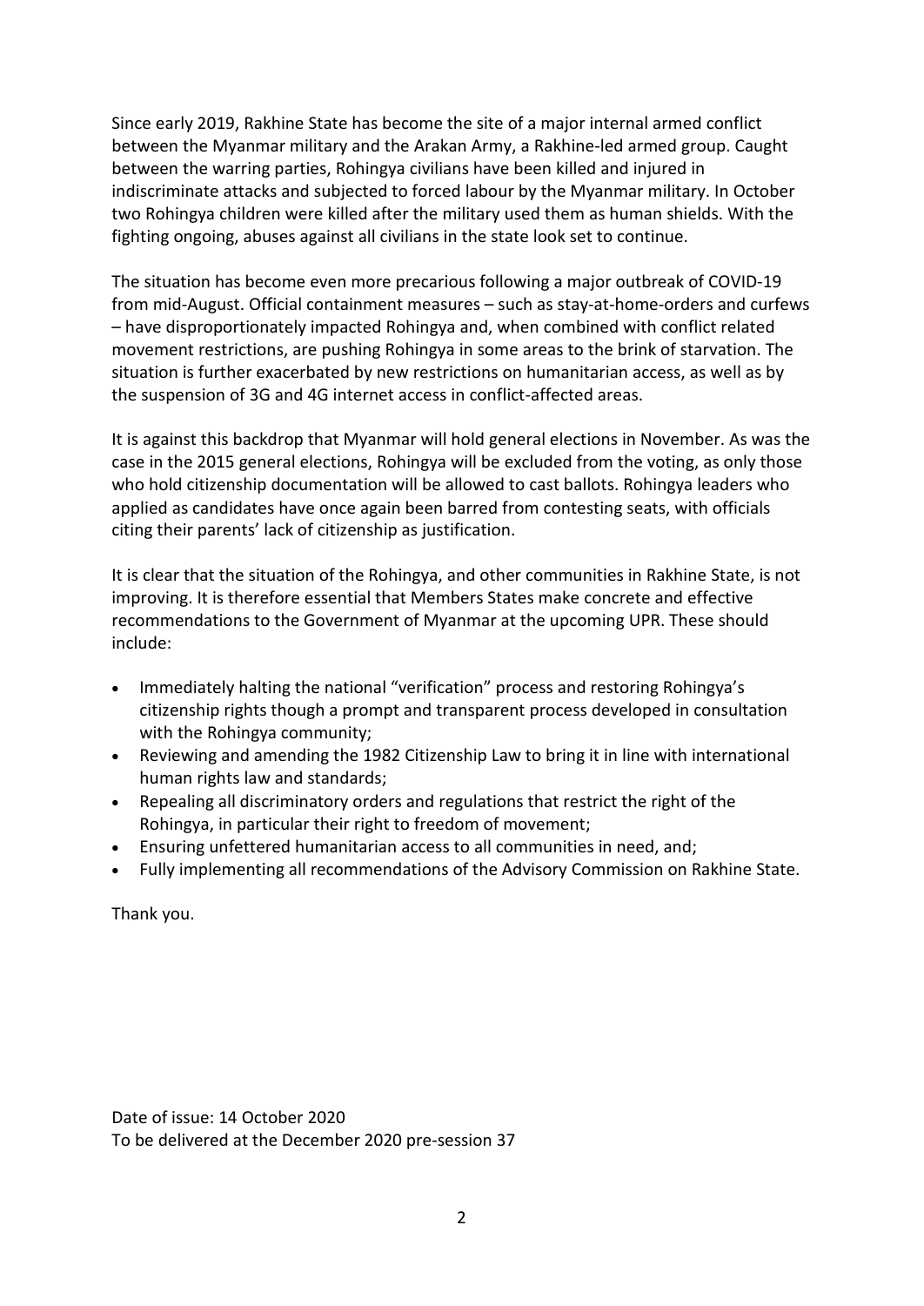Since early 2019, Rakhine State has become the site of a major internal armed conflict between the Myanmar military and the Arakan Army, a Rakhine-led armed group. Caught between the warring parties, Rohingya civilians have been killed and injured in indiscriminate attacks and subjected to forced labour by the Myanmar military. In October two Rohingya children were killed after the military used them as human shields. With the fighting ongoing, abuses against all civilians in the state look set to continue.

The situation has become even more precarious following a major outbreak of COVID-19 from mid-August. Official containment measures – such as stay-at-home-orders and curfews – have disproportionately impacted Rohingya and, when combined with conflict related movement restrictions, are pushing Rohingya in some areas to the brink of starvation. The situation is further exacerbated by new restrictions on humanitarian access, as well as by the suspension of 3G and 4G internet access in conflict-affected areas.

It is against this backdrop that Myanmar will hold general elections in November. As was the case in the 2015 general elections, Rohingya will be excluded from the voting, as only those who hold citizenship documentation will be allowed to cast ballots. Rohingya leaders who applied as candidates have once again been barred from contesting seats, with officials citing their parents' lack of citizenship as justification.

It is clear that the situation of the Rohingya, and other communities in Rakhine State, is not improving. It is therefore essential that Members States make concrete and effective recommendations to the Government of Myanmar at the upcoming UPR. These should include:

- Immediately halting the national "verification" process and restoring Rohingya's citizenship rights though a prompt and transparent process developed in consultation with the Rohingya community;
- Reviewing and amending the 1982 Citizenship Law to bring it in line with international human rights law and standards;
- Repealing all discriminatory orders and regulations that restrict the right of the Rohingya, in particular their right to freedom of movement;
- Ensuring unfettered humanitarian access to all communities in need, and;
- Fully implementing all recommendations of the Advisory Commission on Rakhine State.

Thank you.

Date of issue: 14 October 2020
To be delivered at the December 2020 pre-session 37